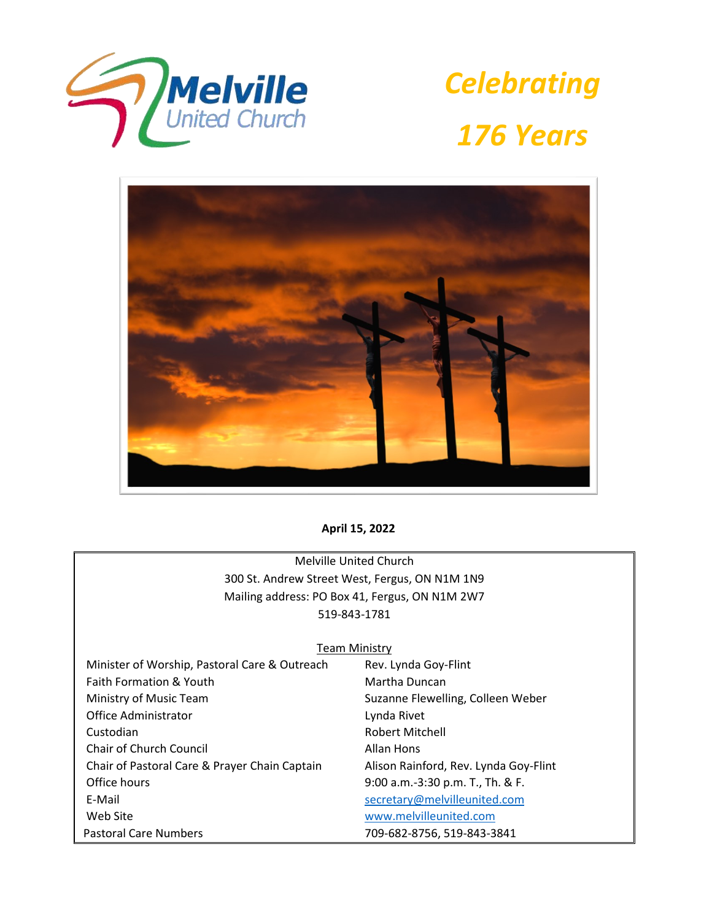# Melville United Church

## *Celebrating 176 Years*

**April 15, 2022**

Melville United Church
300 St. Andrew Street West, Fergus, ON N1M 1N9
Mailing address: PO Box 41, Fergus, ON N1M 2W7
519-843-1781

### Team Ministry

| | |
|---|---|
| Minister of Worship, Pastoral Care & Outreach | Rev. Lynda Goy-Flint |
| Faith Formation & Youth | Martha Duncan |
| Ministry of Music Team | Suzanne Flewelling, Colleen Weber |
| Office Administrator | Lynda Rivet |
| Custodian | Robert Mitchell |
| Chair of Church Council | Allan Hons |
| Chair of Pastoral Care & Prayer Chain Captain | Alison Rainford, Rev. Lynda Goy-Flint |
| Office hours | 9:00 a.m.-3:30 p.m. T., Th. & F. |
| E-Mail | secretary@melvilleunited.com |
| Web Site | www.melvilleunited.com |
| Pastoral Care Numbers | 709-682-8756, 519-843-3841 |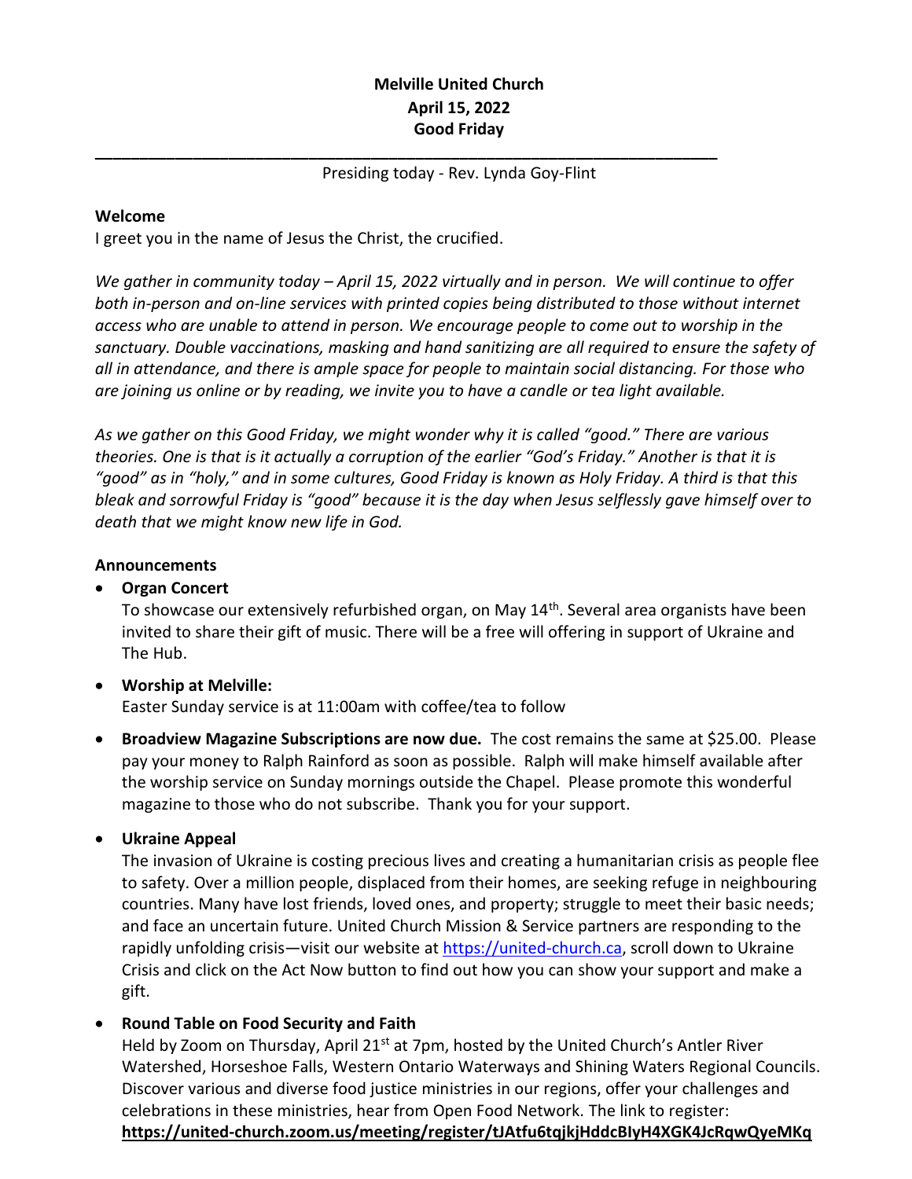**Melville United Church**
**April 15, 2022**
**Good Friday**

---

Presiding today - Rev. Lynda Goy-Flint

**Welcome**

I greet you in the name of Jesus the Christ, the crucified.

*We gather in community today – April 15, 2022 virtually and in person. We will continue to offer both in-person and on-line services with printed copies being distributed to those without internet access who are unable to attend in person. We encourage people to come out to worship in the sanctuary. Double vaccinations, masking and hand sanitizing are all required to ensure the safety of all in attendance, and there is ample space for people to maintain social distancing. For those who are joining us online or by reading, we invite you to have a candle or tea light available.*

*As we gather on this Good Friday, we might wonder why it is called "good." There are various theories. One is that is it actually a corruption of the earlier "God's Friday." Another is that it is "good" as in "holy," and in some cultures, Good Friday is known as Holy Friday. A third is that this bleak and sorrowful Friday is "good" because it is the day when Jesus selflessly gave himself over to death that we might know new life in God.*

**Announcements**

- **Organ Concert**
  To showcase our extensively refurbished organ, on May 14th. Several area organists have been invited to share their gift of music. There will be a free will offering in support of Ukraine and The Hub.

- **Worship at Melville:**
  Easter Sunday service is at 11:00am with coffee/tea to follow

- **Broadview Magazine Subscriptions are now due.** The cost remains the same at $25.00. Please pay your money to Ralph Rainford as soon as possible. Ralph will make himself available after the worship service on Sunday mornings outside the Chapel. Please promote this wonderful magazine to those who do not subscribe. Thank you for your support.

- **Ukraine Appeal**
  The invasion of Ukraine is costing precious lives and creating a humanitarian crisis as people flee to safety. Over a million people, displaced from their homes, are seeking refuge in neighbouring countries. Many have lost friends, loved ones, and property; struggle to meet their basic needs; and face an uncertain future. United Church Mission & Service partners are responding to the rapidly unfolding crisis—visit our website at https://united-church.ca, scroll down to Ukraine Crisis and click on the Act Now button to find out how you can show your support and make a gift.

- **Round Table on Food Security and Faith**
  Held by Zoom on Thursday, April 21st at 7pm, hosted by the United Church's Antler River Watershed, Horseshoe Falls, Western Ontario Waterways and Shining Waters Regional Councils. Discover various and diverse food justice ministries in our regions, offer your challenges and celebrations in these ministries, hear from Open Food Network. The link to register:
  **https://united-church.zoom.us/meeting/register/tJAtfu6tqjkjHddcBIyH4XGK4JcRqwQyeMKq**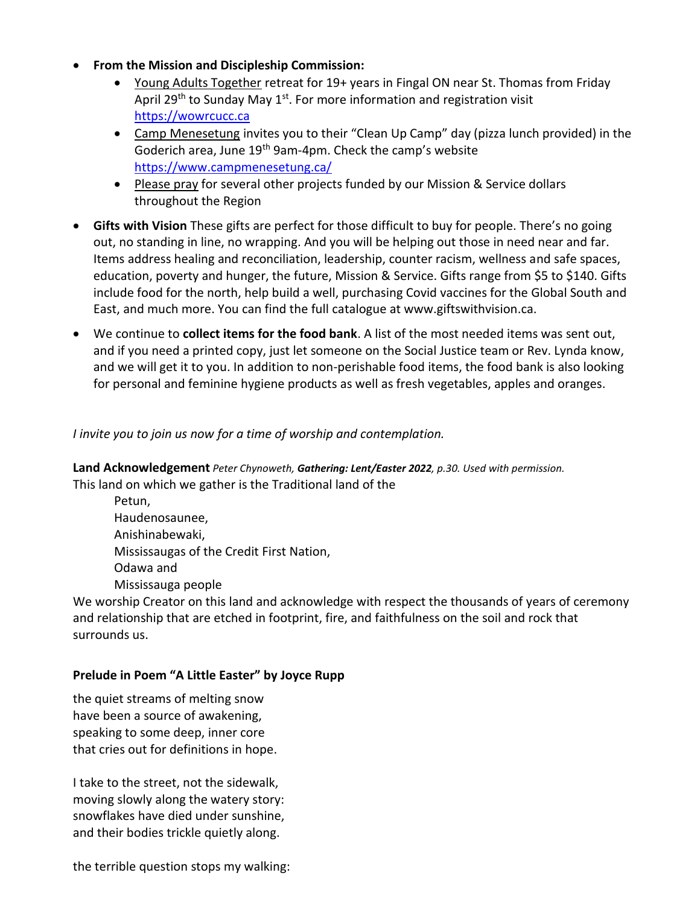- **From the Mission and Discipleship Commission:**
  - Young Adults Together retreat for 19+ years in Fingal ON near St. Thomas from Friday April 29th to Sunday May 1st. For more information and registration visit https://wowrcucc.ca
  - Camp Menesetung invites you to their "Clean Up Camp" day (pizza lunch provided) in the Goderich area, June 19th 9am-4pm. Check the camp's website https://www.campmenesetung.ca/
  - Please pray for several other projects funded by our Mission & Service dollars throughout the Region
- **Gifts with Vision** These gifts are perfect for those difficult to buy for people. There's no going out, no standing in line, no wrapping. And you will be helping out those in need near and far. Items address healing and reconciliation, leadership, counter racism, wellness and safe spaces, education, poverty and hunger, the future, Mission & Service. Gifts range from $5 to $140. Gifts include food for the north, help build a well, purchasing Covid vaccines for the Global South and East, and much more. You can find the full catalogue at www.giftswithvision.ca.
- We continue to **collect items for the food bank**. A list of the most needed items was sent out, and if you need a printed copy, just let someone on the Social Justice team or Rev. Lynda know, and we will get it to you. In addition to non-perishable food items, the food bank is also looking for personal and feminine hygiene products as well as fresh vegetables, apples and oranges.

*I invite you to join us now for a time of worship and contemplation.*

**Land Acknowledgement** *Peter Chynoweth, **Gathering: Lent/Easter 2022**, p.30. Used with permission.*

This land on which we gather is the Traditional land of the
Petun,
Haudenosaunee,
Anishinabewaki,
Mississaugas of the Credit First Nation,
Odawa and
Mississauga people
We worship Creator on this land and acknowledge with respect the thousands of years of ceremony and relationship that are etched in footprint, fire, and faithfulness on the soil and rock that surrounds us.

**Prelude in Poem "A Little Easter" by Joyce Rupp**

the quiet streams of melting snow
have been a source of awakening,
speaking to some deep, inner core
that cries out for definitions in hope.

I take to the street, not the sidewalk,
moving slowly along the watery story:
snowflakes have died under sunshine,
and their bodies trickle quietly along.

the terrible question stops my walking: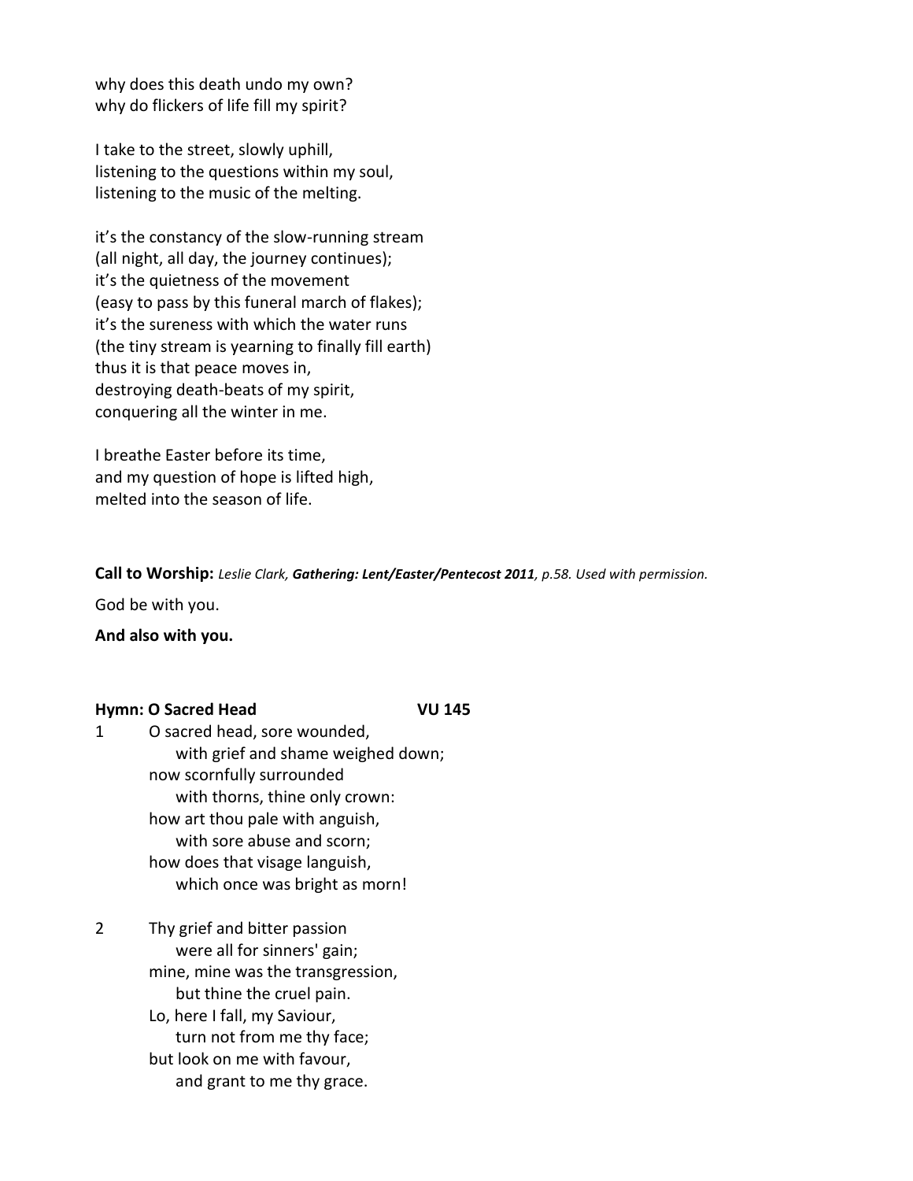why does this death undo my own?
why do flickers of life fill my spirit?

I take to the street, slowly uphill,
listening to the questions within my soul,
listening to the music of the melting.

it's the constancy of the slow-running stream
(all night, all day, the journey continues);
it's the quietness of the movement
(easy to pass by this funeral march of flakes);
it's the sureness with which the water runs
(the tiny stream is yearning to finally fill earth)
thus it is that peace moves in,
destroying death-beats of my spirit,
conquering all the winter in me.

I breathe Easter before its time,
and my question of hope is lifted high,
melted into the season of life.

**Call to Worship:** *Leslie Clark, **Gathering: Lent/Easter/Pentecost 2011**, p.58. Used with permission.*

God be with you.

**And also with you.**

**Hymn: O Sacred Head VU 145**

1 O sacred head, sore wounded,
with grief and shame weighed down;
now scornfully surrounded
with thorns, thine only crown:
how art thou pale with anguish,
with sore abuse and scorn;
how does that visage languish,
which once was bright as morn!

2 Thy grief and bitter passion
were all for sinners' gain;
mine, mine was the transgression,
but thine the cruel pain.
Lo, here I fall, my Saviour,
turn not from me thy face;
but look on me with favour,
and grant to me thy grace.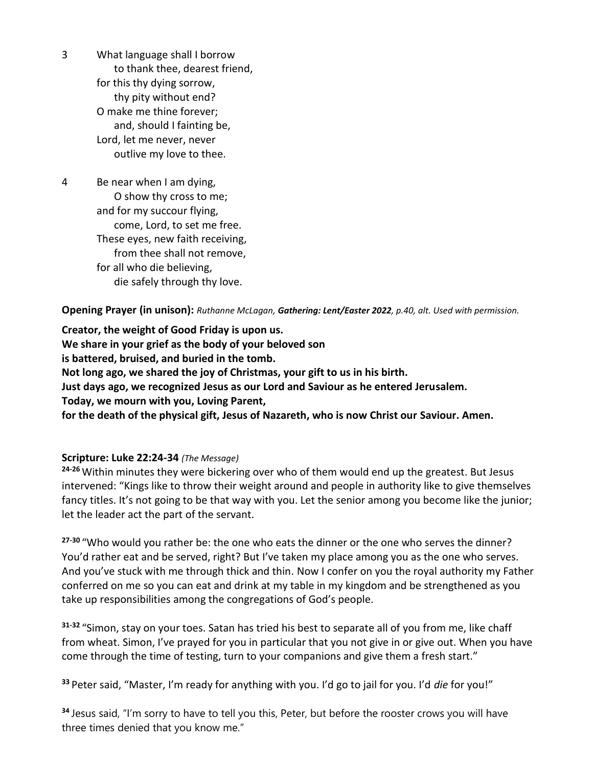3 What language shall I borrow
  to thank thee, dearest friend,
for this thy dying sorrow,
  thy pity without end?
O make me thine forever;
  and, should I fainting be,
Lord, let me never, never
  outlive my love to thee.

4 Be near when I am dying,
  O show thy cross to me;
and for my succour flying,
  come, Lord, to set me free.
These eyes, new faith receiving,
  from thee shall not remove,
for all who die believing,
  die safely through thy love.

**Opening Prayer (in unison):** *Ruthanne McLagan, **Gathering: Lent/Easter 2022**, p.40, alt. Used with permission.*

**Creator, the weight of Good Friday is upon us.**
**We share in your grief as the body of your beloved son**
**is battered, bruised, and buried in the tomb.**
**Not long ago, we shared the joy of Christmas, your gift to us in his birth.**
**Just days ago, we recognized Jesus as our Lord and Saviour as he entered Jerusalem.**
**Today, we mourn with you, Loving Parent,**
**for the death of the physical gift, Jesus of Nazareth, who is now Christ our Saviour. Amen.**

**Scripture: Luke 22:24-34** *(The Message)*

**24-26** Within minutes they were bickering over who of them would end up the greatest. But Jesus intervened: "Kings like to throw their weight around and people in authority like to give themselves fancy titles. It's not going to be that way with you. Let the senior among you become like the junior; let the leader act the part of the servant.

**27-30** "Who would you rather be: the one who eats the dinner or the one who serves the dinner? You'd rather eat and be served, right? But I've taken my place among you as the one who serves. And you've stuck with me through thick and thin. Now I confer on you the royal authority my Father conferred on me so you can eat and drink at my table in my kingdom and be strengthened as you take up responsibilities among the congregations of God's people.

**31-32** "Simon, stay on your toes. Satan has tried his best to separate all of you from me, like chaff from wheat. Simon, I've prayed for you in particular that you not give in or give out. When you have come through the time of testing, turn to your companions and give them a fresh start."

**33** Peter said, "Master, I'm ready for anything with you. I'd go to jail for you. I'd *die* for you!"

**34** Jesus said, "I'm sorry to have to tell you this, Peter, but before the rooster crows you will have three times denied that you know me."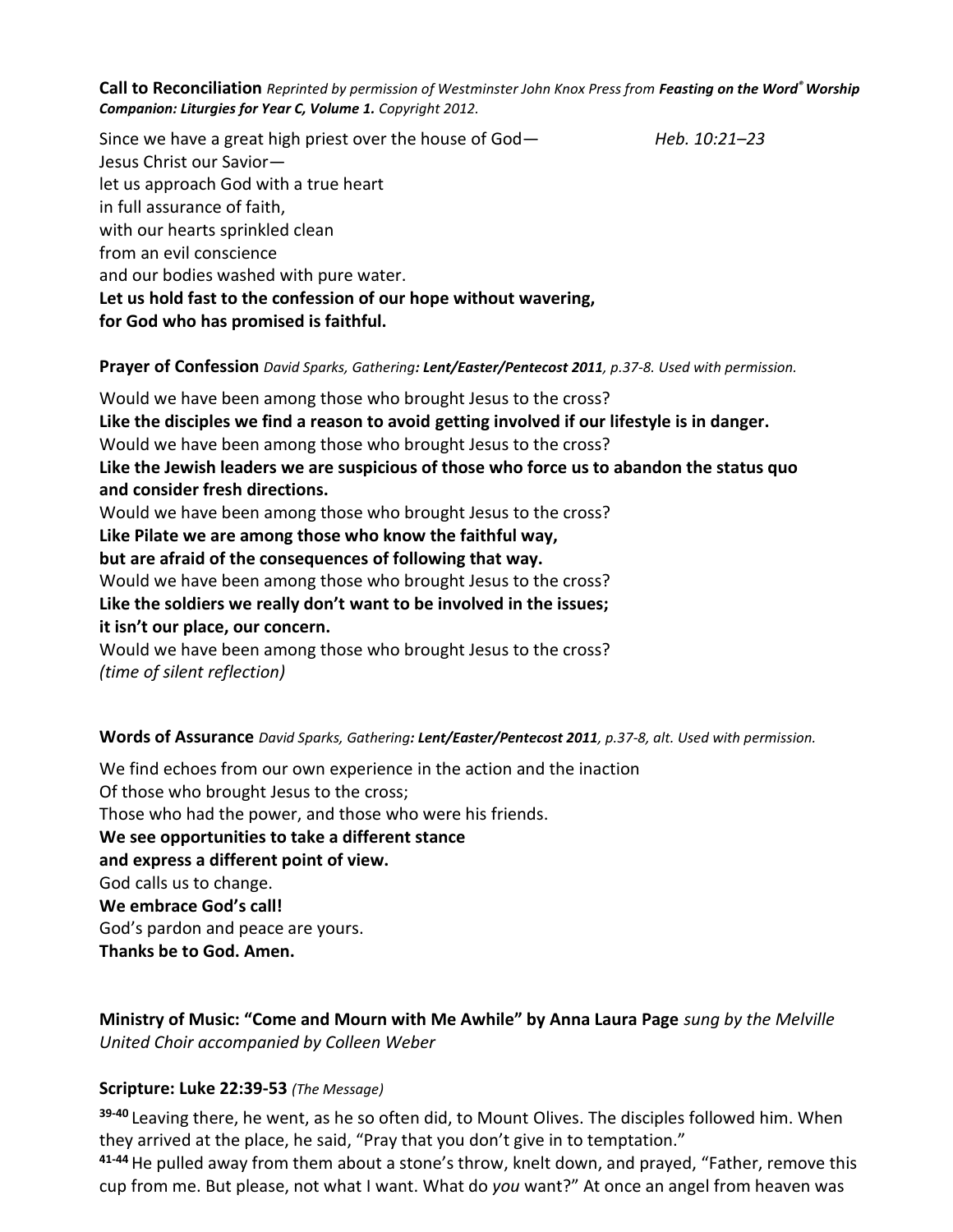**Call to Reconciliation** *Reprinted by permission of Westminster John Knox Press from* ***Feasting on the Word® Worship Companion: Liturgies for Year C, Volume 1.*** *Copyright 2012.*

Since we have a great high priest over the house of God— *Heb. 10:21–23*
Jesus Christ our Savior—
let us approach God with a true heart
in full assurance of faith,
with our hearts sprinkled clean
from an evil conscience
and our bodies washed with pure water.
**Let us hold fast to the confession of our hope without wavering,**
**for God who has promised is faithful.**

**Prayer of Confession** *David Sparks, Gathering****: Lent/Easter/Pentecost 2011****, p.37-8. Used with permission.*

Would we have been among those who brought Jesus to the cross?
**Like the disciples we find a reason to avoid getting involved if our lifestyle is in danger.**
Would we have been among those who brought Jesus to the cross?
**Like the Jewish leaders we are suspicious of those who force us to abandon the status quo and consider fresh directions.**
Would we have been among those who brought Jesus to the cross?
**Like Pilate we are among those who know the faithful way,**
**but are afraid of the consequences of following that way.**
Would we have been among those who brought Jesus to the cross?
**Like the soldiers we really don't want to be involved in the issues;**
**it isn't our place, our concern.**
Would we have been among those who brought Jesus to the cross?
*(time of silent reflection)*

**Words of Assurance** *David Sparks, Gathering****: Lent/Easter/Pentecost 2011****, p.37-8, alt. Used with permission.*

We find echoes from our own experience in the action and the inaction
Of those who brought Jesus to the cross;
Those who had the power, and those who were his friends.
**We see opportunities to take a different stance**
**and express a different point of view.**
God calls us to change.
**We embrace God's call!**
God's pardon and peace are yours.
**Thanks be to God. Amen.**

**Ministry of Music: "Come and Mourn with Me Awhile" by Anna Laura Page** *sung by the Melville United Choir accompanied by Colleen Weber*

**Scripture: Luke 22:39-53** *(The Message)*

**39-40** Leaving there, he went, as he so often did, to Mount Olives. The disciples followed him. When they arrived at the place, he said, "Pray that you don't give in to temptation."
**41-44** He pulled away from them about a stone's throw, knelt down, and prayed, "Father, remove this cup from me. But please, not what I want. What do *you* want?" At once an angel from heaven was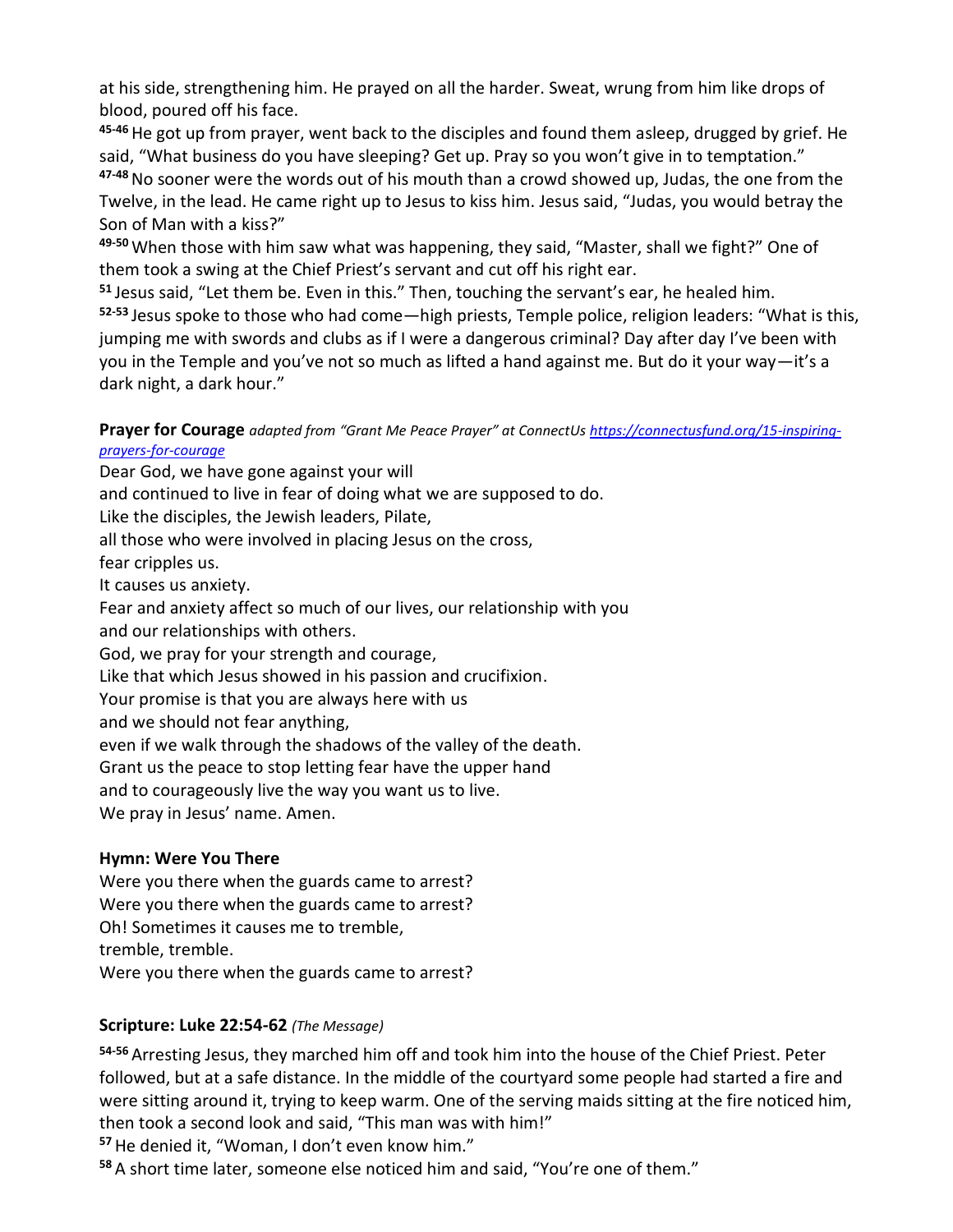at his side, strengthening him. He prayed on all the harder. Sweat, wrung from him like drops of blood, poured off his face.

**45-46** He got up from prayer, went back to the disciples and found them asleep, drugged by grief. He said, "What business do you have sleeping? Get up. Pray so you won't give in to temptation."

**47-48** No sooner were the words out of his mouth than a crowd showed up, Judas, the one from the Twelve, in the lead. He came right up to Jesus to kiss him. Jesus said, "Judas, you would betray the Son of Man with a kiss?"

**49-50** When those with him saw what was happening, they said, "Master, shall we fight?" One of them took a swing at the Chief Priest's servant and cut off his right ear.

**51** Jesus said, "Let them be. Even in this." Then, touching the servant's ear, he healed him.

**52-53** Jesus spoke to those who had come—high priests, Temple police, religion leaders: "What is this, jumping me with swords and clubs as if I were a dangerous criminal? Day after day I've been with you in the Temple and you've not so much as lifted a hand against me. But do it your way—it's a dark night, a dark hour."

**Prayer for Courage** *adapted from "Grant Me Peace Prayer" at ConnectUs [https://connectusfund.org/15-inspiring-prayers-for-courage](https://connectusfund.org/15-inspiring-prayers-for-courage)*

Dear God, we have gone against your will
and continued to live in fear of doing what we are supposed to do.
Like the disciples, the Jewish leaders, Pilate,
all those who were involved in placing Jesus on the cross,
fear cripples us.
It causes us anxiety.
Fear and anxiety affect so much of our lives, our relationship with you
and our relationships with others.
God, we pray for your strength and courage,
Like that which Jesus showed in his passion and crucifixion.
Your promise is that you are always here with us
and we should not fear anything,
even if we walk through the shadows of the valley of the death.
Grant us the peace to stop letting fear have the upper hand
and to courageously live the way you want us to live.
We pray in Jesus' name. Amen.

### Hymn: Were You There

Were you there when the guards came to arrest?
Were you there when the guards came to arrest?
Oh! Sometimes it causes me to tremble,
tremble, tremble.
Were you there when the guards came to arrest?

### Scripture: Luke 22:54-62 *(The Message)*

**54-56** Arresting Jesus, they marched him off and took him into the house of the Chief Priest. Peter followed, but at a safe distance. In the middle of the courtyard some people had started a fire and were sitting around it, trying to keep warm. One of the serving maids sitting at the fire noticed him, then took a second look and said, "This man was with him!"

**57** He denied it, "Woman, I don't even know him."

**58** A short time later, someone else noticed him and said, "You're one of them."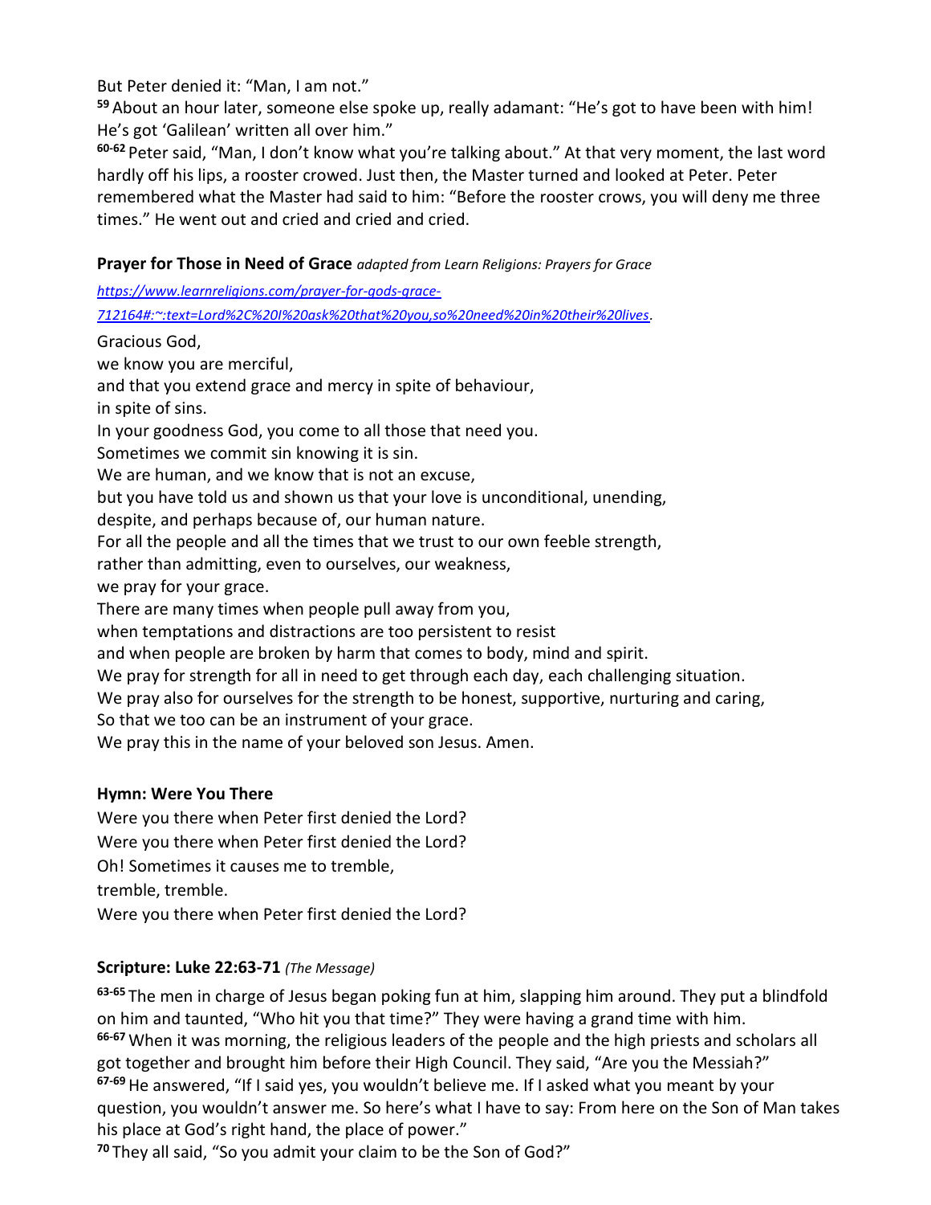But Peter denied it: “Man, I am not.”

[59] About an hour later, someone else spoke up, really adamant: “He’s got to have been with him! He’s got ‘Galilean’ written all over him.”

[60-62] Peter said, “Man, I don’t know what you’re talking about.” At that very moment, the last word hardly off his lips, a rooster crowed. Just then, the Master turned and looked at Peter. Peter remembered what the Master had said to him: “Before the rooster crows, you will deny me three times.” He went out and cried and cried and cried.

**Prayer for Those in Need of Grace** *adapted from Learn Religions: Prayers for Grace* [https://www.learnreligions.com/prayer-for-gods-grace-712164#:~:text=Lord%2C%20I%20ask%20that%20you,so%20need%20in%20their%20lives](https://www.learnreligions.com/prayer-for-gods-grace-712164#:~:text=Lord%2C%20I%20ask%20that%20you,so%20need%20in%20their%20lives).

Gracious God,
we know you are merciful,
and that you extend grace and mercy in spite of behaviour,
in spite of sins.
In your goodness God, you come to all those that need you.
Sometimes we commit sin knowing it is sin.
We are human, and we know that is not an excuse,
but you have told us and shown us that your love is unconditional, unending,
despite, and perhaps because of, our human nature.
For all the people and all the times that we trust to our own feeble strength,
rather than admitting, even to ourselves, our weakness,
we pray for your grace.
There are many times when people pull away from you,
when temptations and distractions are too persistent to resist
and when people are broken by harm that comes to body, mind and spirit.
We pray for strength for all in need to get through each day, each challenging situation.
We pray also for ourselves for the strength to be honest, supportive, nurturing and caring,
So that we too can be an instrument of your grace.
We pray this in the name of your beloved son Jesus. Amen.

**Hymn: Were You There**

Were you there when Peter first denied the Lord?
Were you there when Peter first denied the Lord?
Oh! Sometimes it causes me to tremble,
tremble, tremble.
Were you there when Peter first denied the Lord?

**Scripture: Luke 22:63-71** *(The Message)*

[63-65] The men in charge of Jesus began poking fun at him, slapping him around. They put a blindfold on him and taunted, “Who hit you that time?” They were having a grand time with him.

[66-67] When it was morning, the religious leaders of the people and the high priests and scholars all got together and brought him before their High Council. They said, “Are you the Messiah?”

[67-69] He answered, “If I said yes, you wouldn’t believe me. If I asked what you meant by your question, you wouldn’t answer me. So here’s what I have to say: From here on the Son of Man takes his place at God’s right hand, the place of power.”

[70] They all said, “So you admit your claim to be the Son of God?”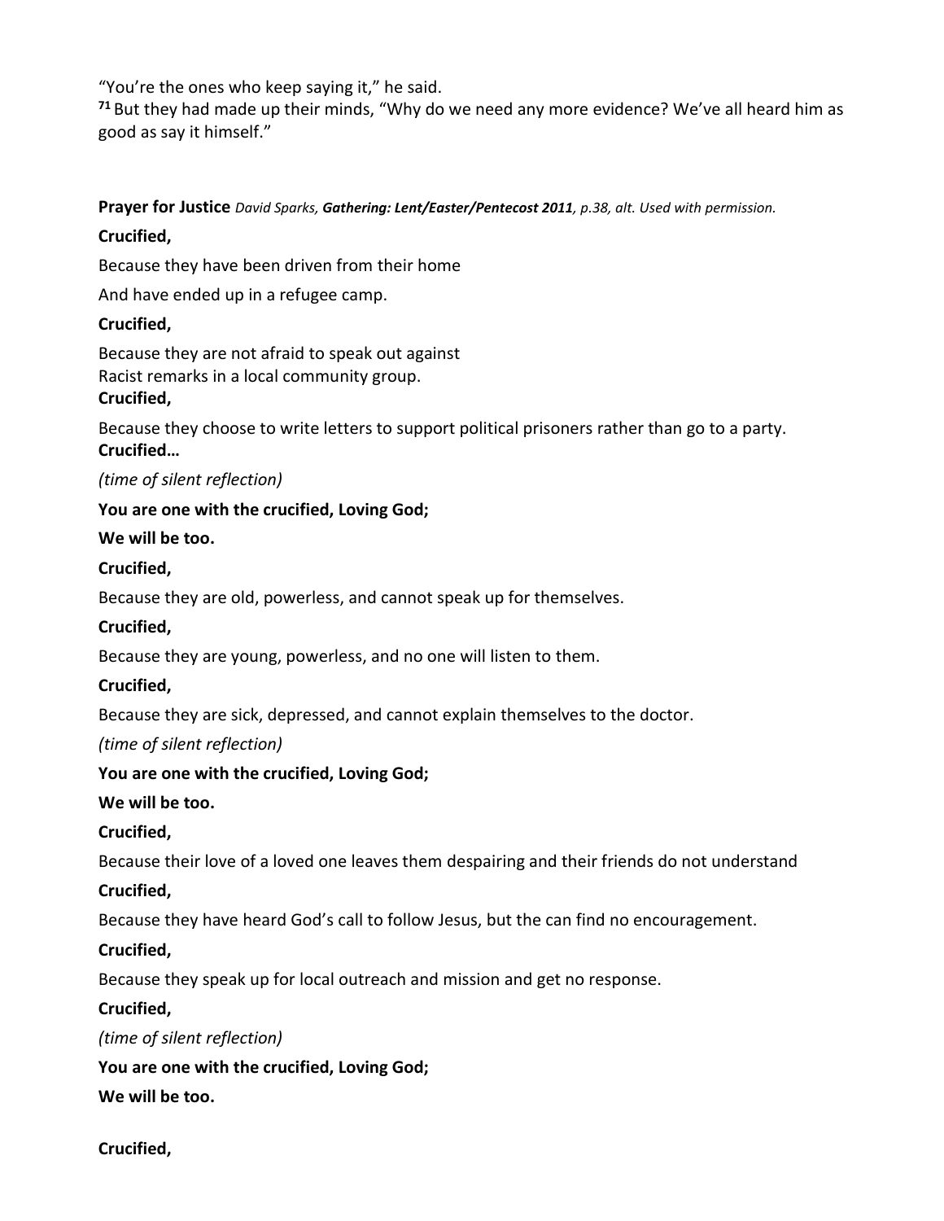"You're the ones who keep saying it," he said.
[71] But they had made up their minds, "Why do we need any more evidence? We've all heard him as good as say it himself."

**Prayer for Justice** *David Sparks,* ***Gathering: Lent/Easter/Pentecost 2011****, p.38, alt. Used with permission.*

**Crucified,**

Because they have been driven from their home

And have ended up in a refugee camp.

**Crucified,**

Because they are not afraid to speak out against
Racist remarks in a local community group.

**Crucified,**

Because they choose to write letters to support political prisoners rather than go to a party.

**Crucified…**

*(time of silent reflection)*

**You are one with the crucified, Loving God;**

**We will be too.**

**Crucified,**

Because they are old, powerless, and cannot speak up for themselves.

**Crucified,**

Because they are young, powerless, and no one will listen to them.

**Crucified,**

Because they are sick, depressed, and cannot explain themselves to the doctor.

*(time of silent reflection)*

**You are one with the crucified, Loving God;**

**We will be too.**

**Crucified,**

Because their love of a loved one leaves them despairing and their friends do not understand

**Crucified,**

Because they have heard God's call to follow Jesus, but the can find no encouragement.

**Crucified,**

Because they speak up for local outreach and mission and get no response.

**Crucified,**

*(time of silent reflection)*

**You are one with the crucified, Loving God;**

**We will be too.**

**Crucified,**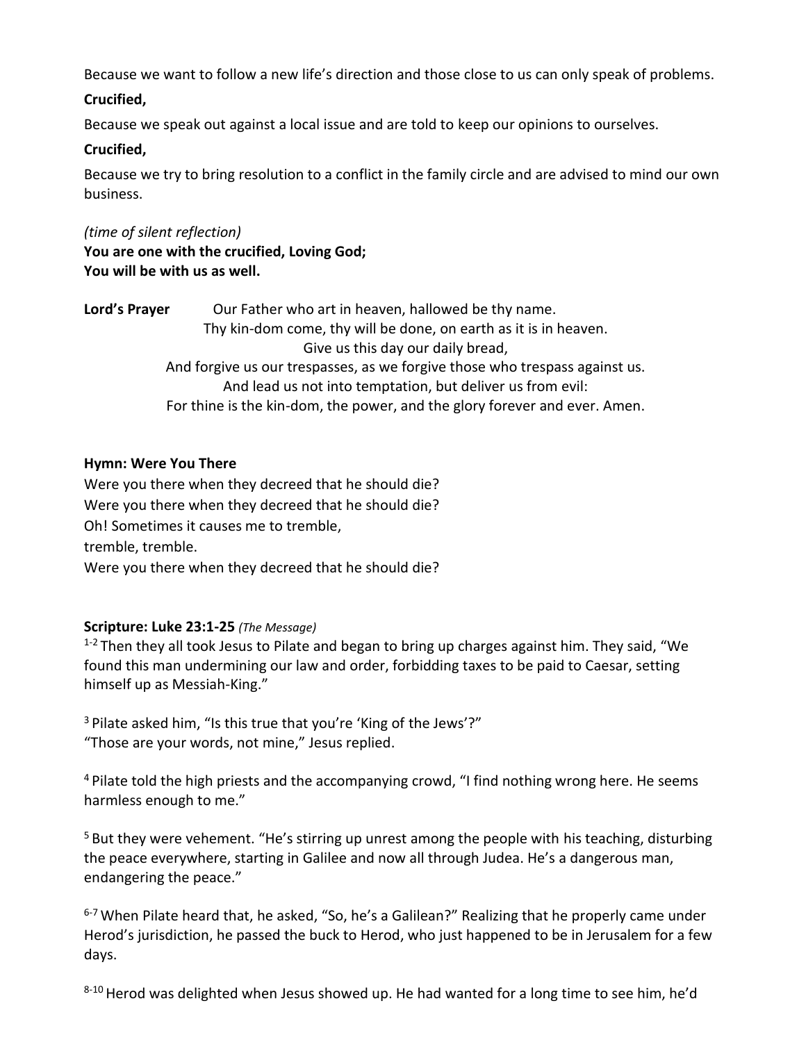Because we want to follow a new life's direction and those close to us can only speak of problems.

**Crucified,**

Because we speak out against a local issue and are told to keep our opinions to ourselves.

**Crucified,**

Because we try to bring resolution to a conflict in the family circle and are advised to mind our own business.

*(time of silent reflection)*
**You are one with the crucified, Loving God;**
**You will be with us as well.**

**Lord's Prayer** Our Father who art in heaven, hallowed be thy name.
Thy kin-dom come, thy will be done, on earth as it is in heaven.
Give us this day our daily bread,
And forgive us our trespasses, as we forgive those who trespass against us.
And lead us not into temptation, but deliver us from evil:
For thine is the kin-dom, the power, and the glory forever and ever. Amen.

**Hymn: Were You There**

Were you there when they decreed that he should die?
Were you there when they decreed that he should die?
Oh! Sometimes it causes me to tremble,
tremble, tremble.
Were you there when they decreed that he should die?

**Scripture: Luke 23:1-25** *(The Message)*

1-2 Then they all took Jesus to Pilate and began to bring up charges against him. They said, "We found this man undermining our law and order, forbidding taxes to be paid to Caesar, setting himself up as Messiah-King."

3 Pilate asked him, "Is this true that you're 'King of the Jews'?"
"Those are your words, not mine," Jesus replied.

4 Pilate told the high priests and the accompanying crowd, "I find nothing wrong here. He seems harmless enough to me."

5 But they were vehement. "He's stirring up unrest among the people with his teaching, disturbing the peace everywhere, starting in Galilee and now all through Judea. He's a dangerous man, endangering the peace."

6-7 When Pilate heard that, he asked, "So, he's a Galilean?" Realizing that he properly came under Herod's jurisdiction, he passed the buck to Herod, who just happened to be in Jerusalem for a few days.

8-10 Herod was delighted when Jesus showed up. He had wanted for a long time to see him, he'd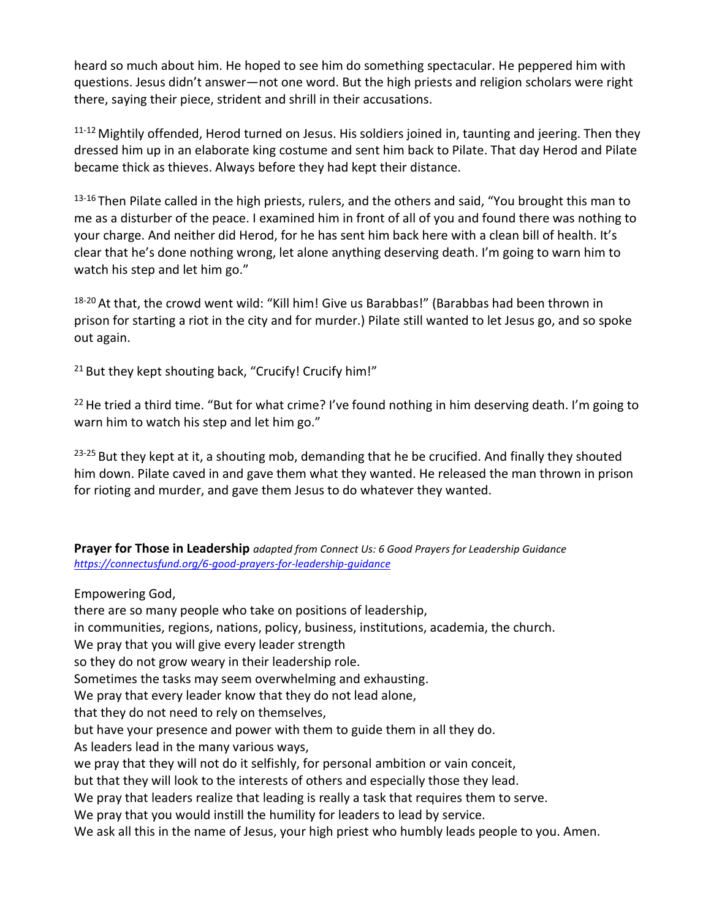heard so much about him. He hoped to see him do something spectacular. He peppered him with questions. Jesus didn't answer—not one word. But the high priests and religion scholars were right there, saying their piece, strident and shrill in their accusations.

11-12 Mightily offended, Herod turned on Jesus. His soldiers joined in, taunting and jeering. Then they dressed him up in an elaborate king costume and sent him back to Pilate. That day Herod and Pilate became thick as thieves. Always before they had kept their distance.

13-16 Then Pilate called in the high priests, rulers, and the others and said, "You brought this man to me as a disturber of the peace. I examined him in front of all of you and found there was nothing to your charge. And neither did Herod, for he has sent him back here with a clean bill of health. It's clear that he's done nothing wrong, let alone anything deserving death. I'm going to warn him to watch his step and let him go."

18-20 At that, the crowd went wild: "Kill him! Give us Barabbas!" (Barabbas had been thrown in prison for starting a riot in the city and for murder.) Pilate still wanted to let Jesus go, and so spoke out again.

21 But they kept shouting back, "Crucify! Crucify him!"

22 He tried a third time. "But for what crime? I've found nothing in him deserving death. I'm going to warn him to watch his step and let him go."

23-25 But they kept at it, a shouting mob, demanding that he be crucified. And finally they shouted him down. Pilate caved in and gave them what they wanted. He released the man thrown in prison for rioting and murder, and gave them Jesus to do whatever they wanted.

**Prayer for Those in Leadership** *adapted from Connect Us: 6 Good Prayers for Leadership Guidance*
*https://connectusfund.org/6-good-prayers-for-leadership-guidance*

Empowering God,
there are so many people who take on positions of leadership,
in communities, regions, nations, policy, business, institutions, academia, the church.
We pray that you will give every leader strength
so they do not grow weary in their leadership role.
Sometimes the tasks may seem overwhelming and exhausting.
We pray that every leader know that they do not lead alone,
that they do not need to rely on themselves,
but have your presence and power with them to guide them in all they do.
As leaders lead in the many various ways,
we pray that they will not do it selfishly, for personal ambition or vain conceit,
but that they will look to the interests of others and especially those they lead.
We pray that leaders realize that leading is really a task that requires them to serve.
We pray that you would instill the humility for leaders to lead by service.
We ask all this in the name of Jesus, your high priest who humbly leads people to you. Amen.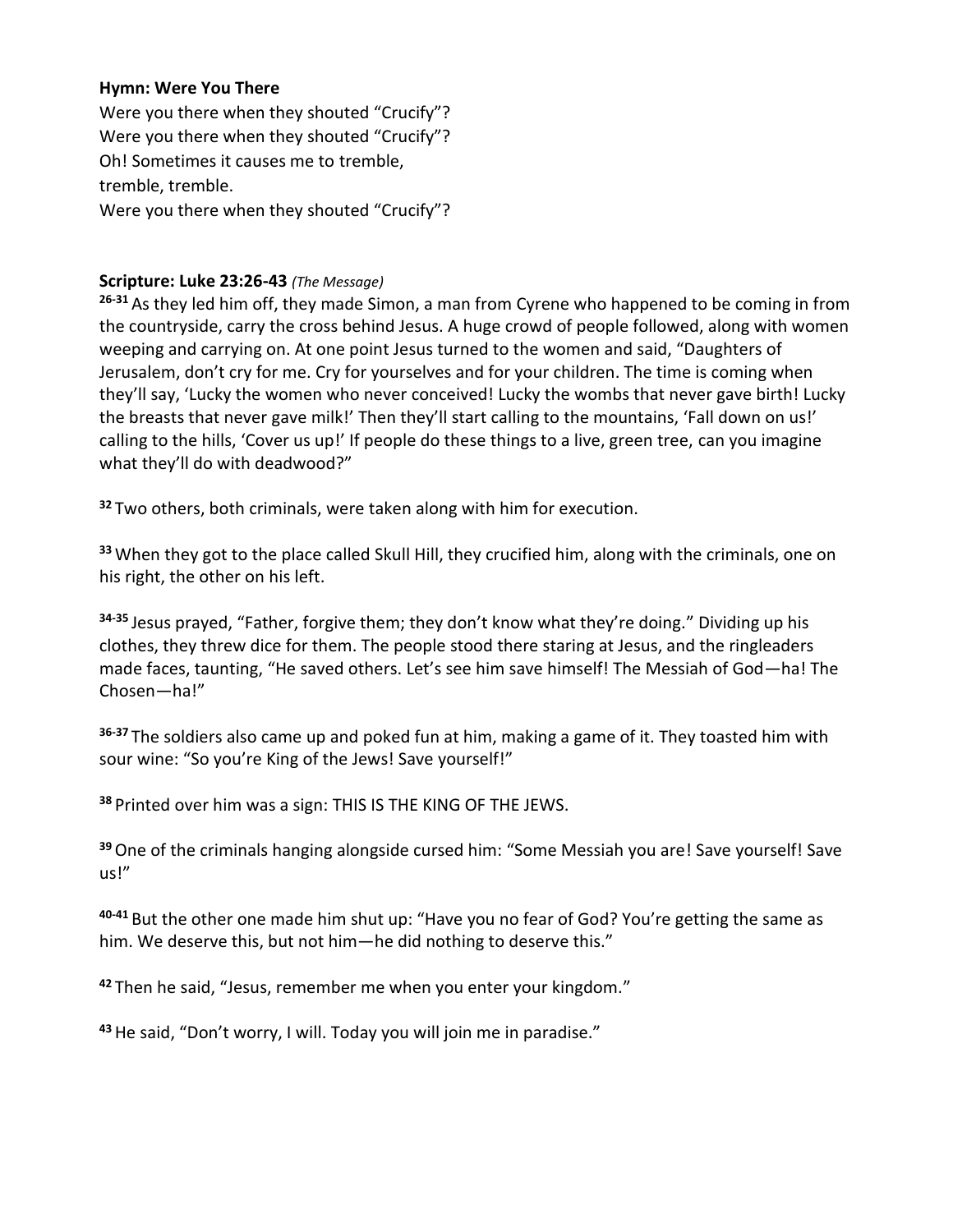**Hymn: Were You There**

Were you there when they shouted "Crucify"?
Were you there when they shouted "Crucify"?
Oh! Sometimes it causes me to tremble,
tremble, tremble.
Were you there when they shouted "Crucify"?

**Scripture: Luke 23:26-43** *(The Message)*

**26-31** As they led him off, they made Simon, a man from Cyrene who happened to be coming in from the countryside, carry the cross behind Jesus. A huge crowd of people followed, along with women weeping and carrying on. At one point Jesus turned to the women and said, "Daughters of Jerusalem, don't cry for me. Cry for yourselves and for your children. The time is coming when they'll say, 'Lucky the women who never conceived! Lucky the wombs that never gave birth! Lucky the breasts that never gave milk!' Then they'll start calling to the mountains, 'Fall down on us!' calling to the hills, 'Cover us up!' If people do these things to a live, green tree, can you imagine what they'll do with deadwood?"

**32** Two others, both criminals, were taken along with him for execution.

**33** When they got to the place called Skull Hill, they crucified him, along with the criminals, one on his right, the other on his left.

**34-35** Jesus prayed, "Father, forgive them; they don't know what they're doing." Dividing up his clothes, they threw dice for them. The people stood there staring at Jesus, and the ringleaders made faces, taunting, "He saved others. Let's see him save himself! The Messiah of God—ha! The Chosen—ha!"

**36-37** The soldiers also came up and poked fun at him, making a game of it. They toasted him with sour wine: "So you're King of the Jews! Save yourself!"

**38** Printed over him was a sign: THIS IS THE KING OF THE JEWS.

**39** One of the criminals hanging alongside cursed him: "Some Messiah you are! Save yourself! Save us!"

**40-41** But the other one made him shut up: "Have you no fear of God? You're getting the same as him. We deserve this, but not him—he did nothing to deserve this."

**42** Then he said, "Jesus, remember me when you enter your kingdom."

**43** He said, "Don't worry, I will. Today you will join me in paradise."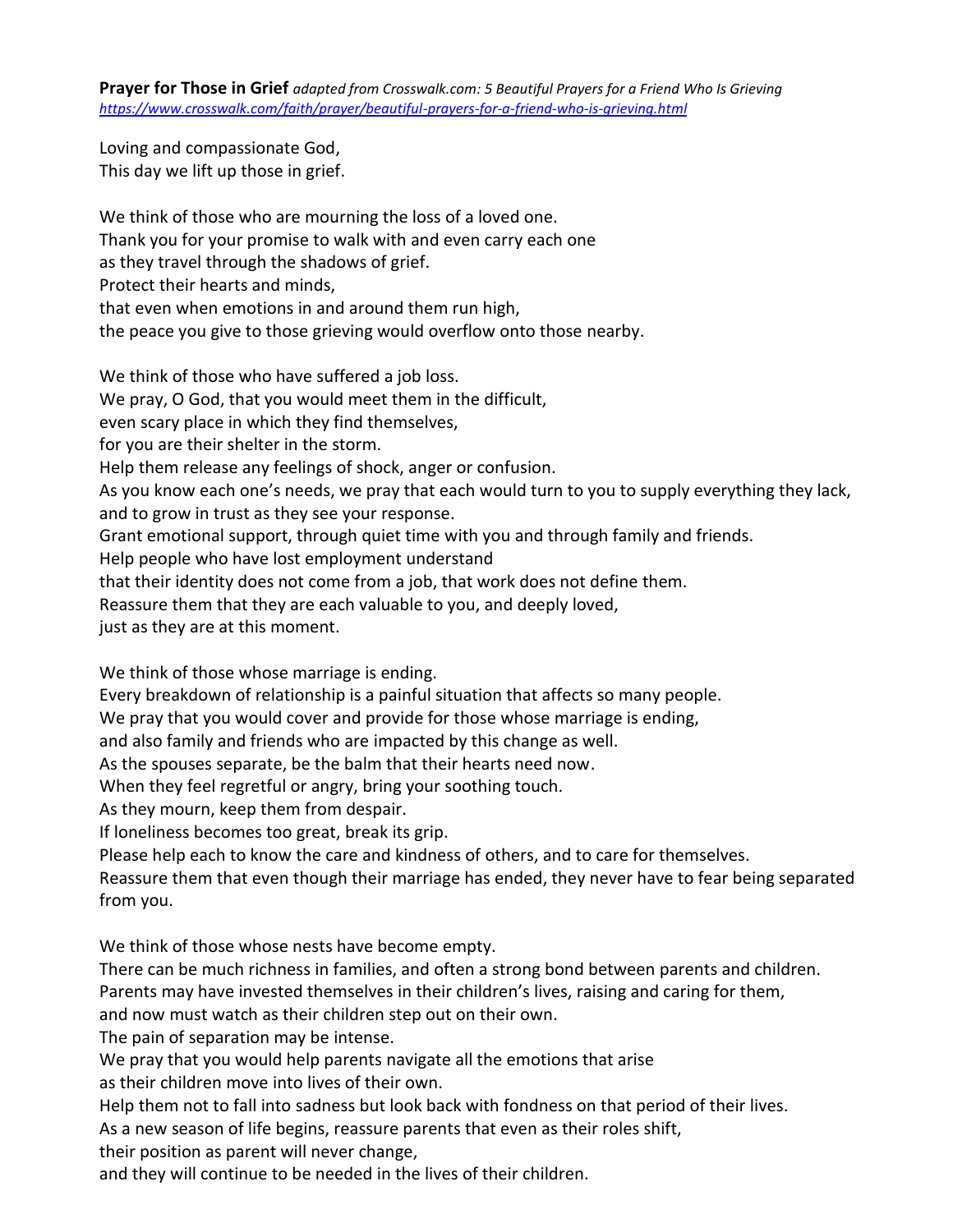**Prayer for Those in Grief** *adapted from Crosswalk.com: 5 Beautiful Prayers for a Friend Who Is Grieving* *https://www.crosswalk.com/faith/prayer/beautiful-prayers-for-a-friend-who-is-grieving.html*

Loving and compassionate God,
This day we lift up those in grief.

We think of those who are mourning the loss of a loved one.
Thank you for your promise to walk with and even carry each one
as they travel through the shadows of grief.
Protect their hearts and minds,
that even when emotions in and around them run high,
the peace you give to those grieving would overflow onto those nearby.

We think of those who have suffered a job loss.
We pray, O God, that you would meet them in the difficult,
even scary place in which they find themselves,
for you are their shelter in the storm.
Help them release any feelings of shock, anger or confusion.
As you know each one's needs, we pray that each would turn to you to supply everything they lack,
and to grow in trust as they see your response.
Grant emotional support, through quiet time with you and through family and friends.
Help people who have lost employment understand
that their identity does not come from a job, that work does not define them.
Reassure them that they are each valuable to you, and deeply loved,
just as they are at this moment.

We think of those whose marriage is ending.
Every breakdown of relationship is a painful situation that affects so many people.
We pray that you would cover and provide for those whose marriage is ending,
and also family and friends who are impacted by this change as well.
As the spouses separate, be the balm that their hearts need now.
When they feel regretful or angry, bring your soothing touch.
As they mourn, keep them from despair.
If loneliness becomes too great, break its grip.
Please help each to know the care and kindness of others, and to care for themselves.
Reassure them that even though their marriage has ended, they never have to fear being separated from you.

We think of those whose nests have become empty.
There can be much richness in families, and often a strong bond between parents and children.
Parents may have invested themselves in their children's lives, raising and caring for them,
and now must watch as their children step out on their own.
The pain of separation may be intense.
We pray that you would help parents navigate all the emotions that arise
as their children move into lives of their own.
Help them not to fall into sadness but look back with fondness on that period of their lives.
As a new season of life begins, reassure parents that even as their roles shift,
their position as parent will never change,
and they will continue to be needed in the lives of their children.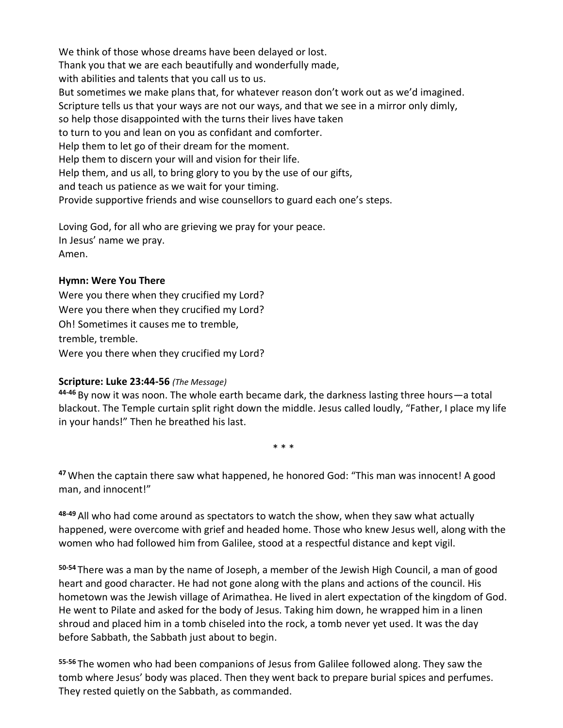We think of those whose dreams have been delayed or lost.
Thank you that we are each beautifully and wonderfully made,
with abilities and talents that you call us to us.
But sometimes we make plans that, for whatever reason don't work out as we'd imagined.
Scripture tells us that your ways are not our ways, and that we see in a mirror only dimly,
so help those disappointed with the turns their lives have taken
to turn to you and lean on you as confidant and comforter.
Help them to let go of their dream for the moment.
Help them to discern your will and vision for their life.
Help them, and us all, to bring glory to you by the use of our gifts,
and teach us patience as we wait for your timing.
Provide supportive friends and wise counsellors to guard each one's steps.

Loving God, for all who are grieving we pray for your peace.
In Jesus' name we pray.
Amen.

**Hymn: Were You There**

Were you there when they crucified my Lord?
Were you there when they crucified my Lord?
Oh! Sometimes it causes me to tremble,
tremble, tremble.
Were you there when they crucified my Lord?

**Scripture: Luke 23:44-56** *(The Message)*

**44-46** By now it was noon. The whole earth became dark, the darkness lasting three hours—a total blackout. The Temple curtain split right down the middle. Jesus called loudly, "Father, I place my life in your hands!" Then he breathed his last.

\* \* \*

**47** When the captain there saw what happened, he honored God: "This man was innocent! A good man, and innocent!"

**48-49** All who had come around as spectators to watch the show, when they saw what actually happened, were overcome with grief and headed home. Those who knew Jesus well, along with the women who had followed him from Galilee, stood at a respectful distance and kept vigil.

**50-54** There was a man by the name of Joseph, a member of the Jewish High Council, a man of good heart and good character. He had not gone along with the plans and actions of the council. His hometown was the Jewish village of Arimathea. He lived in alert expectation of the kingdom of God. He went to Pilate and asked for the body of Jesus. Taking him down, he wrapped him in a linen shroud and placed him in a tomb chiseled into the rock, a tomb never yet used. It was the day before Sabbath, the Sabbath just about to begin.

**55-56** The women who had been companions of Jesus from Galilee followed along. They saw the tomb where Jesus' body was placed. Then they went back to prepare burial spices and perfumes. They rested quietly on the Sabbath, as commanded.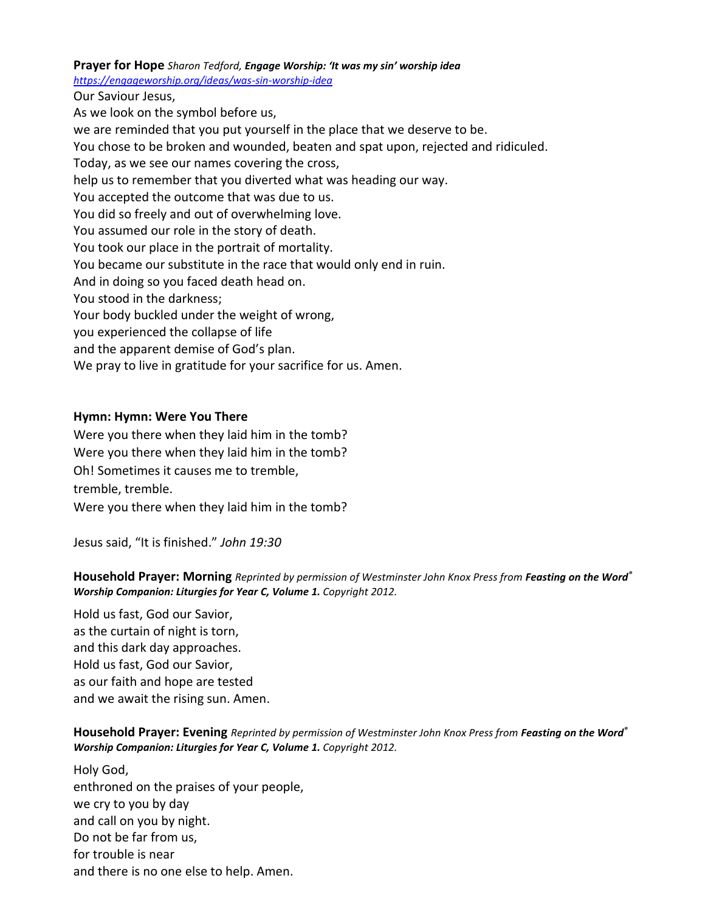**Prayer for Hope** *Sharon Tedford,* ***Engage Worship: 'It was my sin' worship idea***
*https://engageworship.org/ideas/was-sin-worship-idea*

Our Saviour Jesus,
As we look on the symbol before us,
we are reminded that you put yourself in the place that we deserve to be.
You chose to be broken and wounded, beaten and spat upon, rejected and ridiculed.
Today, as we see our names covering the cross,
help us to remember that you diverted what was heading our way.
You accepted the outcome that was due to us.
You did so freely and out of overwhelming love.
You assumed our role in the story of death.
You took our place in the portrait of mortality.
You became our substitute in the race that would only end in ruin.
And in doing so you faced death head on.
You stood in the darkness;
Your body buckled under the weight of wrong,
you experienced the collapse of life
and the apparent demise of God's plan.
We pray to live in gratitude for your sacrifice for us. Amen.

**Hymn: Hymn: Were You There**

Were you there when they laid him in the tomb?
Were you there when they laid him in the tomb?
Oh! Sometimes it causes me to tremble,
tremble, tremble.
Were you there when they laid him in the tomb?

Jesus said, "It is finished." *John 19:30*

**Household Prayer: Morning** *Reprinted by permission of Westminster John Knox Press from* ***Feasting on the Word® Worship Companion: Liturgies for Year C, Volume 1.*** *Copyright 2012.*

Hold us fast, God our Savior,
as the curtain of night is torn,
and this dark day approaches.
Hold us fast, God our Savior,
as our faith and hope are tested
and we await the rising sun. Amen.

**Household Prayer: Evening** *Reprinted by permission of Westminster John Knox Press from* ***Feasting on the Word® Worship Companion: Liturgies for Year C, Volume 1.*** *Copyright 2012.*

Holy God,
enthroned on the praises of your people,
we cry to you by day
and call on you by night.
Do not be far from us,
for trouble is near
and there is no one else to help. Amen.